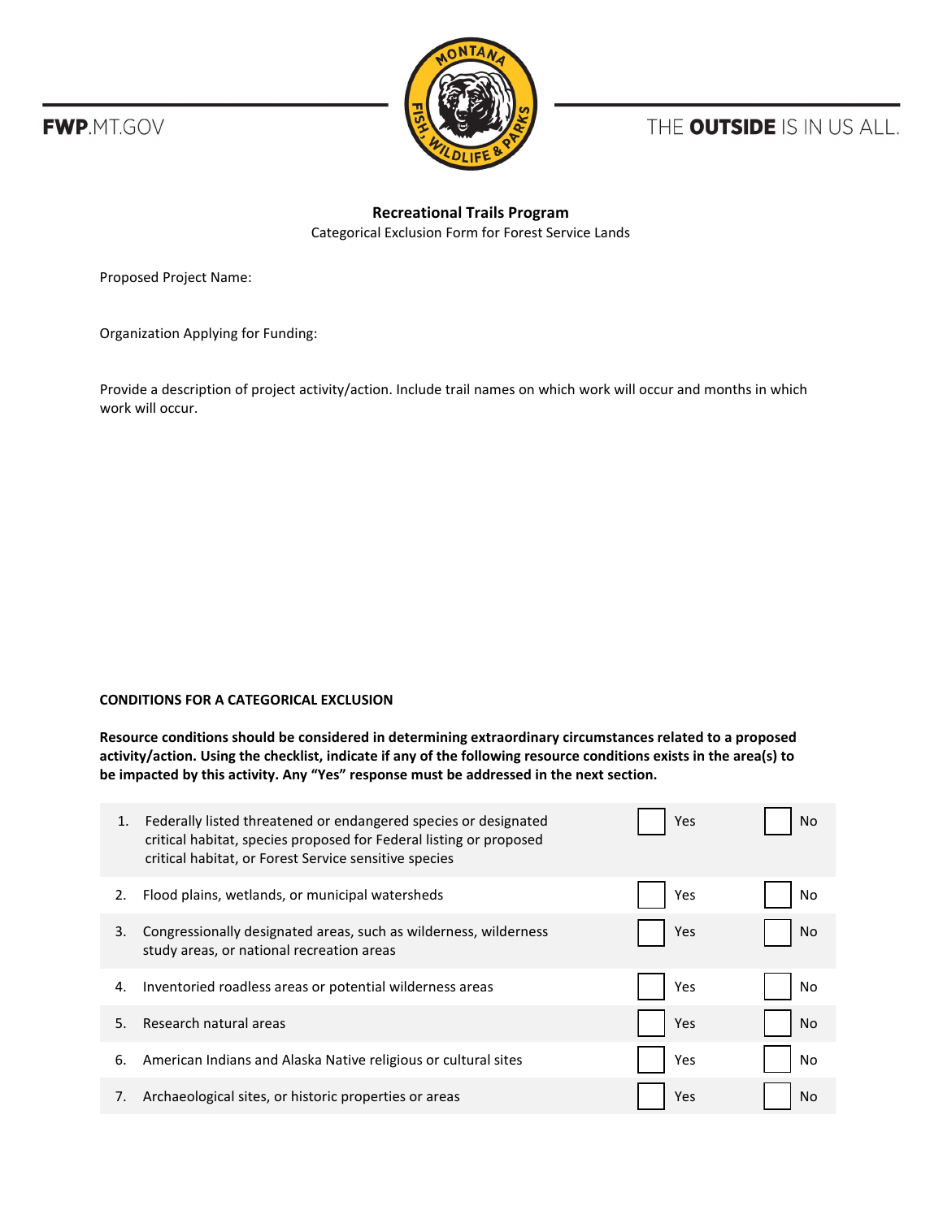FWP.MT.GOV

THE **OUTSIDE** IS IN US ALL.

## Recreational Trails Program

Categorical Exclusion Form for Forest Service Lands

Proposed Project Name:

Organization Applying for Funding:

Provide a description of project activity/action. Include trail names on which work will occur and months in which work will occur.

### CONDITIONS FOR A CATEGORICAL EXCLUSION

**Resource conditions should be considered in determining extraordinary circumstances related to a proposed activity/action. Using the checklist, indicate if any of the following resource conditions exists in the area(s) to be impacted by this activity. Any "Yes" response must be addressed in the next section.**

| # | Resource Condition | Yes | No |
|---|---|---|---|
| 1. | Federally listed threatened or endangered species or designated critical habitat, species proposed for Federal listing or proposed critical habitat, or Forest Service sensitive species | ☐ Yes | ☐ No |
| 2. | Flood plains, wetlands, or municipal watersheds | ☐ Yes | ☐ No |
| 3. | Congressionally designated areas, such as wilderness, wilderness study areas, or national recreation areas | ☐ Yes | ☐ No |
| 4. | Inventoried roadless areas or potential wilderness areas | ☐ Yes | ☐ No |
| 5. | Research natural areas | ☐ Yes | ☐ No |
| 6. | American Indians and Alaska Native religious or cultural sites | ☐ Yes | ☐ No |
| 7. | Archaeological sites, or historic properties or areas | ☐ Yes | ☐ No |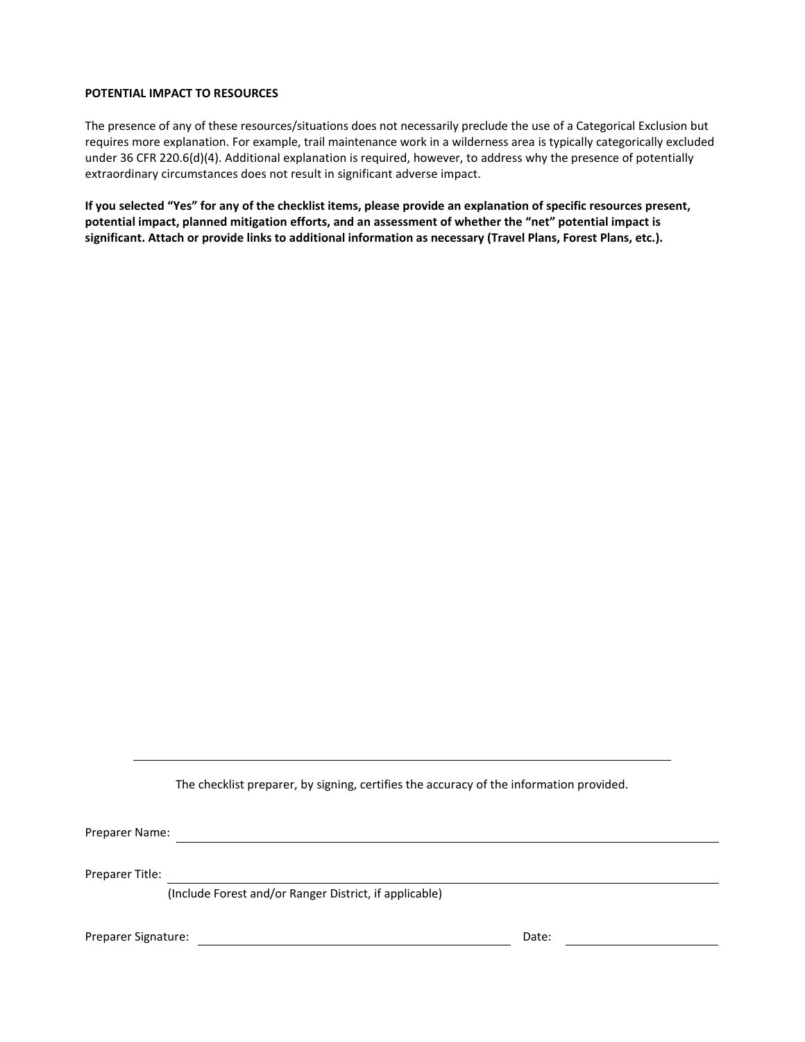**POTENTIAL IMPACT TO RESOURCES**

The presence of any of these resources/situations does not necessarily preclude the use of a Categorical Exclusion but requires more explanation. For example, trail maintenance work in a wilderness area is typically categorically excluded under 36 CFR 220.6(d)(4). Additional explanation is required, however, to address why the presence of potentially extraordinary circumstances does not result in significant adverse impact.

**If you selected "Yes" for any of the checklist items, please provide an explanation of specific resources present, potential impact, planned mitigation efforts, and an assessment of whether the "net" potential impact is significant. Attach or provide links to additional information as necessary (Travel Plans, Forest Plans, etc.).**

---

The checklist preparer, by signing, certifies the accuracy of the information provided.

Preparer Name: ____________________

Preparer Title: ____________________
(Include Forest and/or Ranger District, if applicable)

Preparer Signature: ____________________ Date: ____________